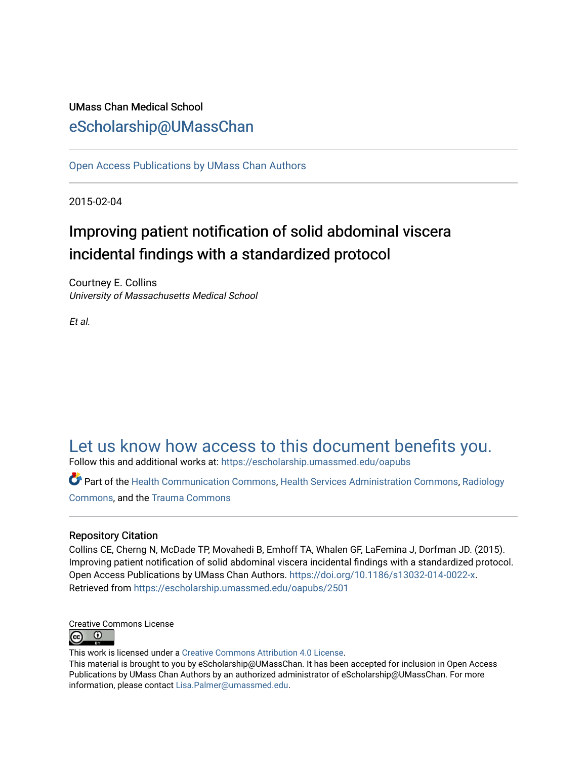UMass Chan Medical School

eScholarship@UMassChan

Open Access Publications by UMass Chan Authors

2015-02-04

# Improving patient notification of solid abdominal viscera incidental findings with a standardized protocol

Courtney E. Collins
*University of Massachusetts Medical School*

*Et al.*

Let us know how access to this document benefits you.

Follow this and additional works at: https://escholarship.umassmed.edu/oapubs

Part of the Health Communication Commons, Health Services Administration Commons, Radiology Commons, and the Trauma Commons

## Repository Citation

Collins CE, Cherng N, McDade TP, Movahedi B, Emhoff TA, Whalen GF, LaFemina J, Dorfman JD. (2015). Improving patient notification of solid abdominal viscera incidental findings with a standardized protocol. Open Access Publications by UMass Chan Authors. https://doi.org/10.1186/s13032-014-0022-x. Retrieved from https://escholarship.umassmed.edu/oapubs/2501

Creative Commons License

This work is licensed under a Creative Commons Attribution 4.0 License.

This material is brought to you by eScholarship@UMassChan. It has been accepted for inclusion in Open Access Publications by UMass Chan Authors by an authorized administrator of eScholarship@UMassChan. For more information, please contact Lisa.Palmer@umassmed.edu.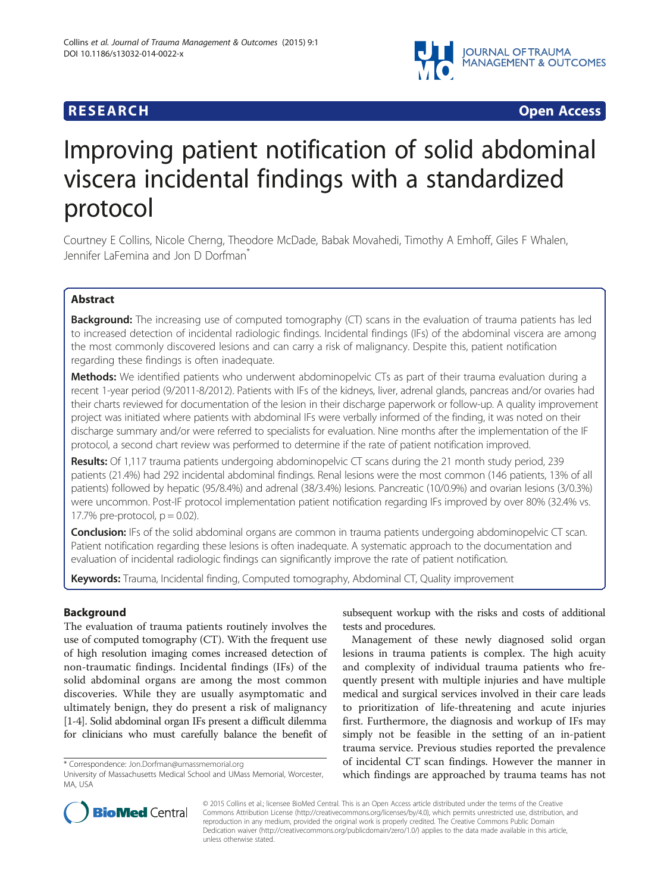# Improving patient notification of solid abdominal viscera incidental findings with a standardized protocol

Courtney E Collins, Nicole Cherng, Theodore McDade, Babak Movahedi, Timothy A Emhoff, Giles F Whalen, Jennifer LaFemina and Jon D Dorfman*

## Abstract

**Background:** The increasing use of computed tomography (CT) scans in the evaluation of trauma patients has led to increased detection of incidental radiologic findings. Incidental findings (IFs) of the abdominal viscera are among the most commonly discovered lesions and can carry a risk of malignancy. Despite this, patient notification regarding these findings is often inadequate.

**Methods:** We identified patients who underwent abdominopelvic CTs as part of their trauma evaluation during a recent 1-year period (9/2011-8/2012). Patients with IFs of the kidneys, liver, adrenal glands, pancreas and/or ovaries had their charts reviewed for documentation of the lesion in their discharge paperwork or follow-up. A quality improvement project was initiated where patients with abdominal IFs were verbally informed of the finding, it was noted on their discharge summary and/or were referred to specialists for evaluation. Nine months after the implementation of the IF protocol, a second chart review was performed to determine if the rate of patient notification improved.

**Results:** Of 1,117 trauma patients undergoing abdominopelvic CT scans during the 21 month study period, 239 patients (21.4%) had 292 incidental abdominal findings. Renal lesions were the most common (146 patients, 13% of all patients) followed by hepatic (95/8.4%) and adrenal (38/3.4%) lesions. Pancreatic (10/0.9%) and ovarian lesions (3/0.3%) were uncommon. Post-IF protocol implementation patient notification regarding IFs improved by over 80% (32.4% vs. 17.7% pre-protocol, $p = 0.02$).

**Conclusion:** IFs of the solid abdominal organs are common in trauma patients undergoing abdominopelvic CT scan. Patient notification regarding these lesions is often inadequate. A systematic approach to the documentation and evaluation of incidental radiologic findings can significantly improve the rate of patient notification.

**Keywords:** Trauma, Incidental finding, Computed tomography, Abdominal CT, Quality improvement

## Background

The evaluation of trauma patients routinely involves the use of computed tomography (CT). With the frequent use of high resolution imaging comes increased detection of non-traumatic findings. Incidental findings (IFs) of the solid abdominal organs are among the most common discoveries. While they are usually asymptomatic and ultimately benign, they do present a risk of malignancy [1-4]. Solid abdominal organ IFs present a difficult dilemma for clinicians who must carefully balance the benefit of subsequent workup with the risks and costs of additional tests and procedures.

Management of these newly diagnosed solid organ lesions in trauma patients is complex. The high acuity and complexity of individual trauma patients who frequently present with multiple injuries and have multiple medical and surgical services involved in their care leads to prioritization of life-threatening and acute injuries first. Furthermore, the diagnosis and workup of IFs may simply not be feasible in the setting of an in-patient trauma service. Previous studies reported the prevalence of incidental CT scan findings. However the manner in which findings are approached by trauma teams has not

\* Correspondence: Jon.Dorfman@umassmemorial.org
University of Massachusetts Medical School and UMass Memorial, Worcester, MA, USA

© 2015 Collins et al.; licensee BioMed Central. This is an Open Access article distributed under the terms of the Creative Commons Attribution License (http://creativecommons.org/licenses/by/4.0), which permits unrestricted use, distribution, and reproduction in any medium, provided the original work is properly credited. The Creative Commons Public Domain Dedication waiver (http://creativecommons.org/publicdomain/zero/1.0/) applies to the data made available in this article, unless otherwise stated.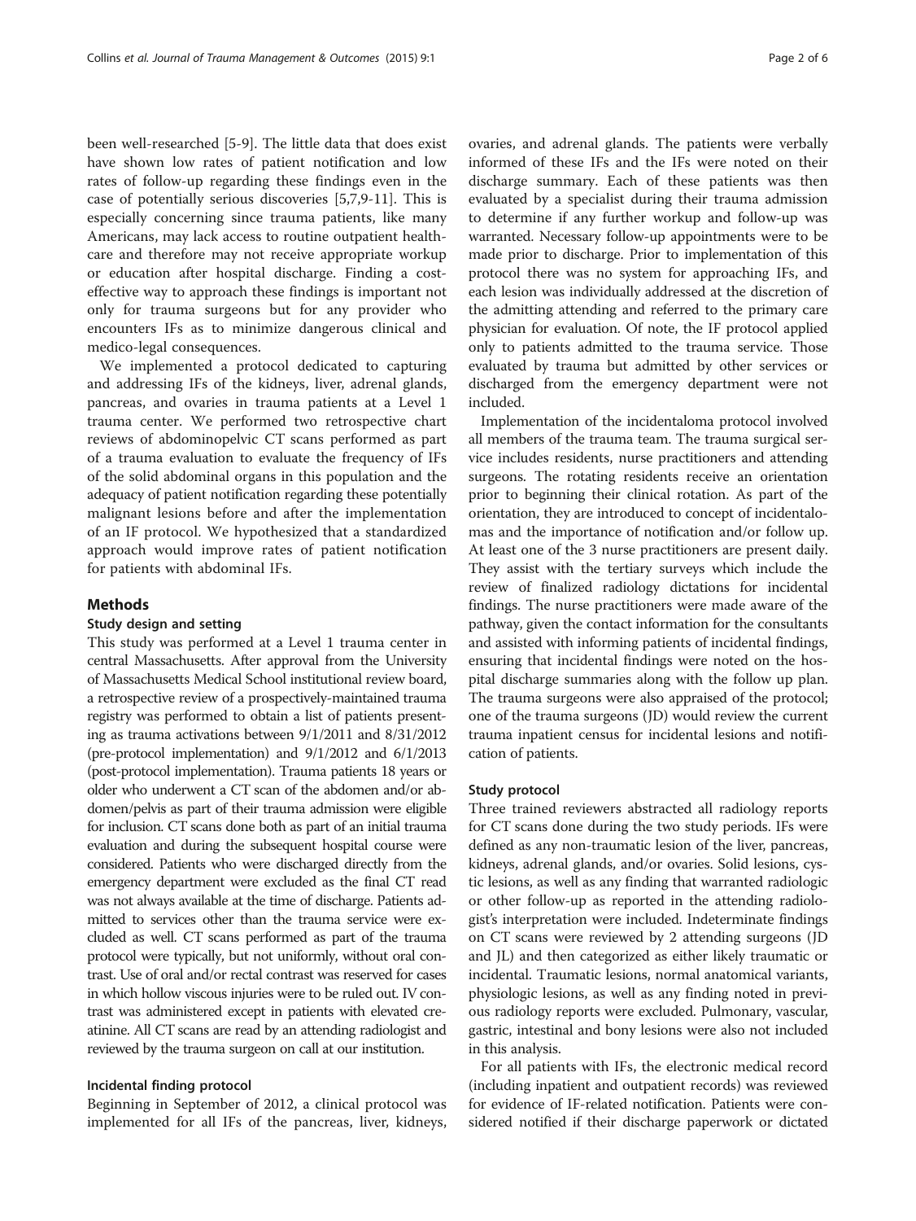been well-researched [5-9]. The little data that does exist have shown low rates of patient notification and low rates of follow-up regarding these findings even in the case of potentially serious discoveries [5,7,9-11]. This is especially concerning since trauma patients, like many Americans, may lack access to routine outpatient healthcare and therefore may not receive appropriate workup or education after hospital discharge. Finding a cost-effective way to approach these findings is important not only for trauma surgeons but for any provider who encounters IFs as to minimize dangerous clinical and medico-legal consequences.

We implemented a protocol dedicated to capturing and addressing IFs of the kidneys, liver, adrenal glands, pancreas, and ovaries in trauma patients at a Level 1 trauma center. We performed two retrospective chart reviews of abdominopelvic CT scans performed as part of a trauma evaluation to evaluate the frequency of IFs of the solid abdominal organs in this population and the adequacy of patient notification regarding these potentially malignant lesions before and after the implementation of an IF protocol. We hypothesized that a standardized approach would improve rates of patient notification for patients with abdominal IFs.

## Methods

### Study design and setting

This study was performed at a Level 1 trauma center in central Massachusetts. After approval from the University of Massachusetts Medical School institutional review board, a retrospective review of a prospectively-maintained trauma registry was performed to obtain a list of patients presenting as trauma activations between 9/1/2011 and 8/31/2012 (pre-protocol implementation) and 9/1/2012 and 6/1/2013 (post-protocol implementation). Trauma patients 18 years or older who underwent a CT scan of the abdomen and/or abdomen/pelvis as part of their trauma admission were eligible for inclusion. CT scans done both as part of an initial trauma evaluation and during the subsequent hospital course were considered. Patients who were discharged directly from the emergency department were excluded as the final CT read was not always available at the time of discharge. Patients admitted to services other than the trauma service were excluded as well. CT scans performed as part of the trauma protocol were typically, but not uniformly, without oral contrast. Use of oral and/or rectal contrast was reserved for cases in which hollow viscous injuries were to be ruled out. IV contrast was administered except in patients with elevated creatinine. All CT scans are read by an attending radiologist and reviewed by the trauma surgeon on call at our institution.

### Incidental finding protocol

Beginning in September of 2012, a clinical protocol was implemented for all IFs of the pancreas, liver, kidneys, ovaries, and adrenal glands. The patients were verbally informed of these IFs and the IFs were noted on their discharge summary. Each of these patients was then evaluated by a specialist during their trauma admission to determine if any further workup and follow-up was warranted. Necessary follow-up appointments were to be made prior to discharge. Prior to implementation of this protocol there was no system for approaching IFs, and each lesion was individually addressed at the discretion of the admitting attending and referred to the primary care physician for evaluation. Of note, the IF protocol applied only to patients admitted to the trauma service. Those evaluated by trauma but admitted by other services or discharged from the emergency department were not included.

Implementation of the incidentaloma protocol involved all members of the trauma team. The trauma surgical service includes residents, nurse practitioners and attending surgeons. The rotating residents receive an orientation prior to beginning their clinical rotation. As part of the orientation, they are introduced to concept of incidentalomas and the importance of notification and/or follow up. At least one of the 3 nurse practitioners are present daily. They assist with the tertiary surveys which include the review of finalized radiology dictations for incidental findings. The nurse practitioners were made aware of the pathway, given the contact information for the consultants and assisted with informing patients of incidental findings, ensuring that incidental findings were noted on the hospital discharge summaries along with the follow up plan. The trauma surgeons were also appraised of the protocol; one of the trauma surgeons (JD) would review the current trauma inpatient census for incidental lesions and notification of patients.

### Study protocol

Three trained reviewers abstracted all radiology reports for CT scans done during the two study periods. IFs were defined as any non-traumatic lesion of the liver, pancreas, kidneys, adrenal glands, and/or ovaries. Solid lesions, cystic lesions, as well as any finding that warranted radiologic or other follow-up as reported in the attending radiologist's interpretation were included. Indeterminate findings on CT scans were reviewed by 2 attending surgeons (JD and JL) and then categorized as either likely traumatic or incidental. Traumatic lesions, normal anatomical variants, physiologic lesions, as well as any finding noted in previous radiology reports were excluded. Pulmonary, vascular, gastric, intestinal and bony lesions were also not included in this analysis.

For all patients with IFs, the electronic medical record (including inpatient and outpatient records) was reviewed for evidence of IF-related notification. Patients were considered notified if their discharge paperwork or dictated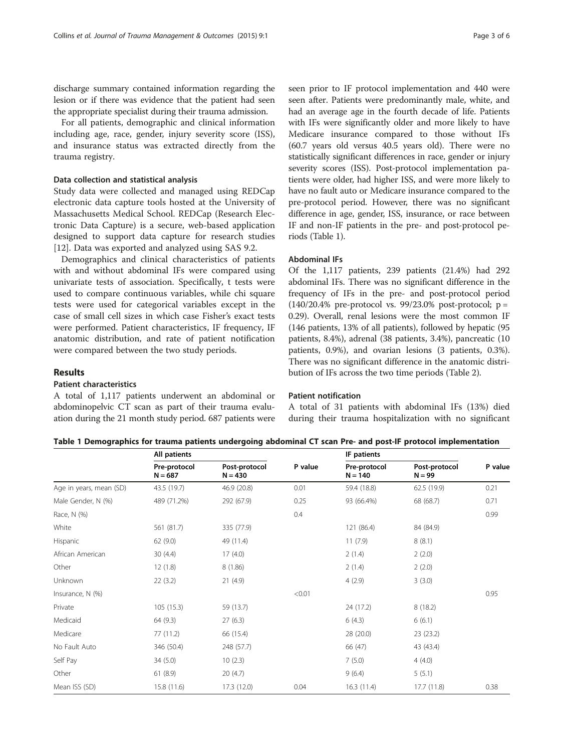discharge summary contained information regarding the lesion or if there was evidence that the patient had seen the appropriate specialist during their trauma admission.

For all patients, demographic and clinical information including age, race, gender, injury severity score (ISS), and insurance status was extracted directly from the trauma registry.

### Data collection and statistical analysis

Study data were collected and managed using REDCap electronic data capture tools hosted at the University of Massachusetts Medical School. REDCap (Research Electronic Data Capture) is a secure, web-based application designed to support data capture for research studies [12]. Data was exported and analyzed using SAS 9.2.

Demographics and clinical characteristics of patients with and without abdominal IFs were compared using univariate tests of association. Specifically, t tests were used to compare continuous variables, while chi square tests were used for categorical variables except in the case of small cell sizes in which case Fisher's exact tests were performed. Patient characteristics, IF frequency, IF anatomic distribution, and rate of patient notification were compared between the two study periods.

## Results

### Patient characteristics

A total of 1,117 patients underwent an abdominal or abdominopelvic CT scan as part of their trauma evaluation during the 21 month study period. 687 patients were seen prior to IF protocol implementation and 440 were seen after. Patients were predominantly male, white, and had an average age in the fourth decade of life. Patients with IFs were significantly older and more likely to have Medicare insurance compared to those without IFs (60.7 years old versus 40.5 years old). There were no statistically significant differences in race, gender or injury severity scores (ISS). Post-protocol implementation patients were older, had higher ISS, and were more likely to have no fault auto or Medicare insurance compared to the pre-protocol period. However, there was no significant difference in age, gender, ISS, insurance, or race between IF and non-IF patients in the pre- and post-protocol periods (Table 1).

### Abdominal IFs

Of the 1,117 patients, 239 patients (21.4%) had 292 abdominal IFs. There was no significant difference in the frequency of IFs in the pre- and post-protocol period (140/20.4% pre-protocol vs. 99/23.0% post-protocol; p = 0.29). Overall, renal lesions were the most common IF (146 patients, 13% of all patients), followed by hepatic (95 patients, 8.4%), adrenal (38 patients, 3.4%), pancreatic (10 patients, 0.9%), and ovarian lesions (3 patients, 0.3%). There was no significant difference in the anatomic distribution of IFs across the two time periods (Table 2).

### Patient notification

A total of 31 patients with abdominal IFs (13%) died during their trauma hospitalization with no significant

**Table 1 Demographics for trauma patients undergoing abdominal CT scan Pre- and post-IF protocol implementation**

| | All patients | | | IF patients | | |
|---|---|---|---|---|---|---|
| | Pre-protocol N = 687 | Post-protocol N = 430 | P value | Pre-protocol N = 140 | Post-protocol N = 99 | P value |
| Age in years, mean (SD) | 43.5 (19.7) | 46.9 (20.8) | 0.01 | 59.4 (18.8) | 62.5 (19.9) | 0.21 |
| Male Gender, N (%) | 489 (71.2%) | 292 (67.9) | 0.25 | 93 (66.4%) | 68 (68.7) | 0.71 |
| Race, N (%) | | | 0.4 | | | 0.99 |
| White | 561 (81.7) | 335 (77.9) | | 121 (86.4) | 84 (84.9) | |
| Hispanic | 62 (9.0) | 49 (11.4) | | 11 (7.9) | 8 (8.1) | |
| African American | 30 (4.4) | 17 (4.0) | | 2 (1.4) | 2 (2.0) | |
| Other | 12 (1.8) | 8 (1.86) | | 2 (1.4) | 2 (2.0) | |
| Unknown | 22 (3.2) | 21 (4.9) | | 4 (2.9) | 3 (3.0) | |
| Insurance, N (%) | | | <0.01 | | | 0.95 |
| Private | 105 (15.3) | 59 (13.7) | | 24 (17.2) | 8 (18.2) | |
| Medicaid | 64 (9.3) | 27 (6.3) | | 6 (4.3) | 6 (6.1) | |
| Medicare | 77 (11.2) | 66 (15.4) | | 28 (20.0) | 23 (23.2) | |
| No Fault Auto | 346 (50.4) | 248 (57.7) | | 66 (47) | 43 (43.4) | |
| Self Pay | 34 (5.0) | 10 (2.3) | | 7 (5.0) | 4 (4.0) | |
| Other | 61 (8.9) | 20 (4.7) | | 9 (6.4) | 5 (5.1) | |
| Mean ISS (SD) | 15.8 (11.6) | 17.3 (12.0) | 0.04 | 16.3 (11.4) | 17.7 (11.8) | 0.38 |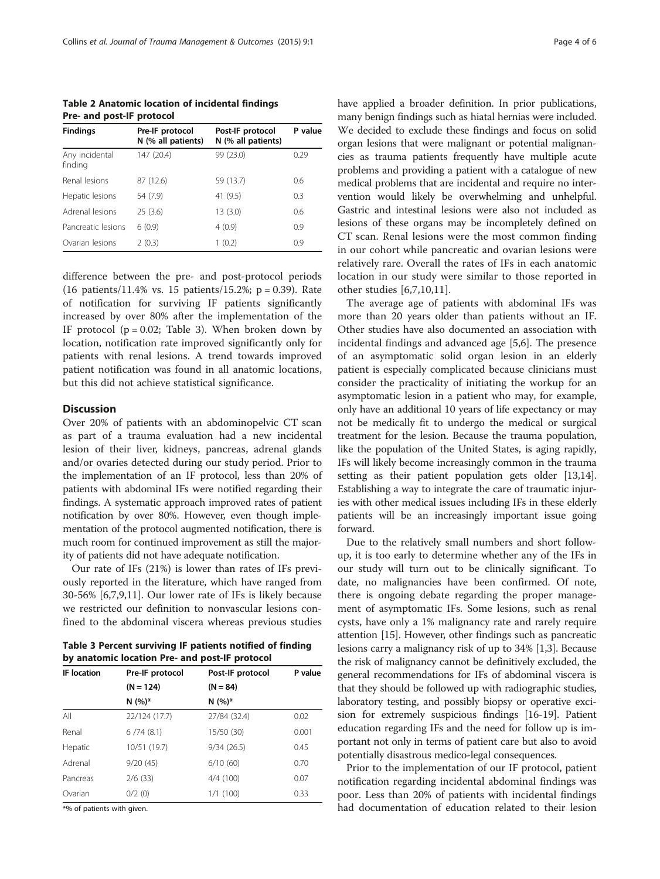**Table 2 Anatomic location of incidental findings Pre- and post-IF protocol**

| Findings | Pre-IF protocol N (% all patients) | Post-IF protocol N (% all patients) | P value |
|---|---|---|---|
| Any incidental finding | 147 (20.4) | 99 (23.0) | 0.29 |
| Renal lesions | 87 (12.6) | 59 (13.7) | 0.6 |
| Hepatic lesions | 54 (7.9) | 41 (9.5) | 0.3 |
| Adrenal lesions | 25 (3.6) | 13 (3.0) | 0.6 |
| Pancreatic lesions | 6 (0.9) | 4 (0.9) | 0.9 |
| Ovarian lesions | 2 (0.3) | 1 (0.2) | 0.9 |

difference between the pre- and post-protocol periods (16 patients/11.4% vs. 15 patients/15.2%; $p = 0.39$). Rate of notification for surviving IF patients significantly increased by over 80% after the implementation of the IF protocol ($p = 0.02$; Table 3). When broken down by location, notification rate improved significantly only for patients with renal lesions. A trend towards improved patient notification was found in all anatomic locations, but this did not achieve statistical significance.

## Discussion

Over 20% of patients with an abdominopelvic CT scan as part of a trauma evaluation had a new incidental lesion of their liver, kidneys, pancreas, adrenal glands and/or ovaries detected during our study period. Prior to the implementation of an IF protocol, less than 20% of patients with abdominal IFs were notified regarding their findings. A systematic approach improved rates of patient notification by over 80%. However, even though implementation of the protocol augmented notification, there is much room for continued improvement as still the majority of patients did not have adequate notification.

Our rate of IFs (21%) is lower than rates of IFs previously reported in the literature, which have ranged from 30-56% [6,7,9,11]. Our lower rate of IFs is likely because we restricted our definition to nonvascular lesions confined to the abdominal viscera whereas previous studies have applied a broader definition. In prior publications, many benign findings such as hiatal hernias were included. We decided to exclude these findings and focus on solid organ lesions that were malignant or potential malignancies as trauma patients frequently have multiple acute problems and providing a patient with a catalogue of new medical problems that are incidental and require no intervention would likely be overwhelming and unhelpful. Gastric and intestinal lesions were also not included as lesions of these organs may be incompletely defined on CT scan. Renal lesions were the most common finding in our cohort while pancreatic and ovarian lesions were relatively rare. Overall the rates of IFs in each anatomic location in our study were similar to those reported in other studies [6,7,10,11].

The average age of patients with abdominal IFs was more than 20 years older than patients without an IF. Other studies have also documented an association with incidental findings and advanced age [5,6]. The presence of an asymptomatic solid organ lesion in an elderly patient is especially complicated because clinicians must consider the practicality of initiating the workup for an asymptomatic lesion in a patient who may, for example, only have an additional 10 years of life expectancy or may not be medically fit to undergo the medical or surgical treatment for the lesion. Because the trauma population, like the population of the United States, is aging rapidly, IFs will likely become increasingly common in the trauma setting as their patient population gets older [13,14]. Establishing a way to integrate the care of traumatic injuries with other medical issues including IFs in these elderly patients will be an increasingly important issue going forward.

Due to the relatively small numbers and short follow-up, it is too early to determine whether any of the IFs in our study will turn out to be clinically significant. To date, no malignancies have been confirmed. Of note, there is ongoing debate regarding the proper management of asymptomatic IFs. Some lesions, such as renal cysts, have only a 1% malignancy rate and rarely require attention [15]. However, other findings such as pancreatic lesions carry a malignancy risk of up to 34% [1,3]. Because the risk of malignancy cannot be definitively excluded, the general recommendations for IFs of abdominal viscera is that they should be followed up with radiographic studies, laboratory testing, and possibly biopsy or operative excision for extremely suspicious findings [16-19]. Patient education regarding IFs and the need for follow up is important not only in terms of patient care but also to avoid potentially disastrous medico-legal consequences.

Prior to the implementation of our IF protocol, patient notification regarding incidental abdominal findings was poor. Less than 20% of patients with incidental findings had documentation of education related to their lesion

**Table 3 Percent surviving IF patients notified of finding by anatomic location Pre- and post-IF protocol**

| IF location | Pre-IF protocol (N = 124) N (%)* | Post-IF protocol (N = 84) N (%)* | P value |
|---|---|---|---|
| All | 22/124 (17.7) | 27/84 (32.4) | 0.02 |
| Renal | 6 /74 (8.1) | 15/50 (30) | 0.001 |
| Hepatic | 10/51 (19.7) | 9/34 (26.5) | 0.45 |
| Adrenal | 9/20 (45) | 6/10 (60) | 0.70 |
| Pancreas | 2/6 (33) | 4/4 (100) | 0.07 |
| Ovarian | 0/2 (0) | 1/1 (100) | 0.33 |

*% of patients with given.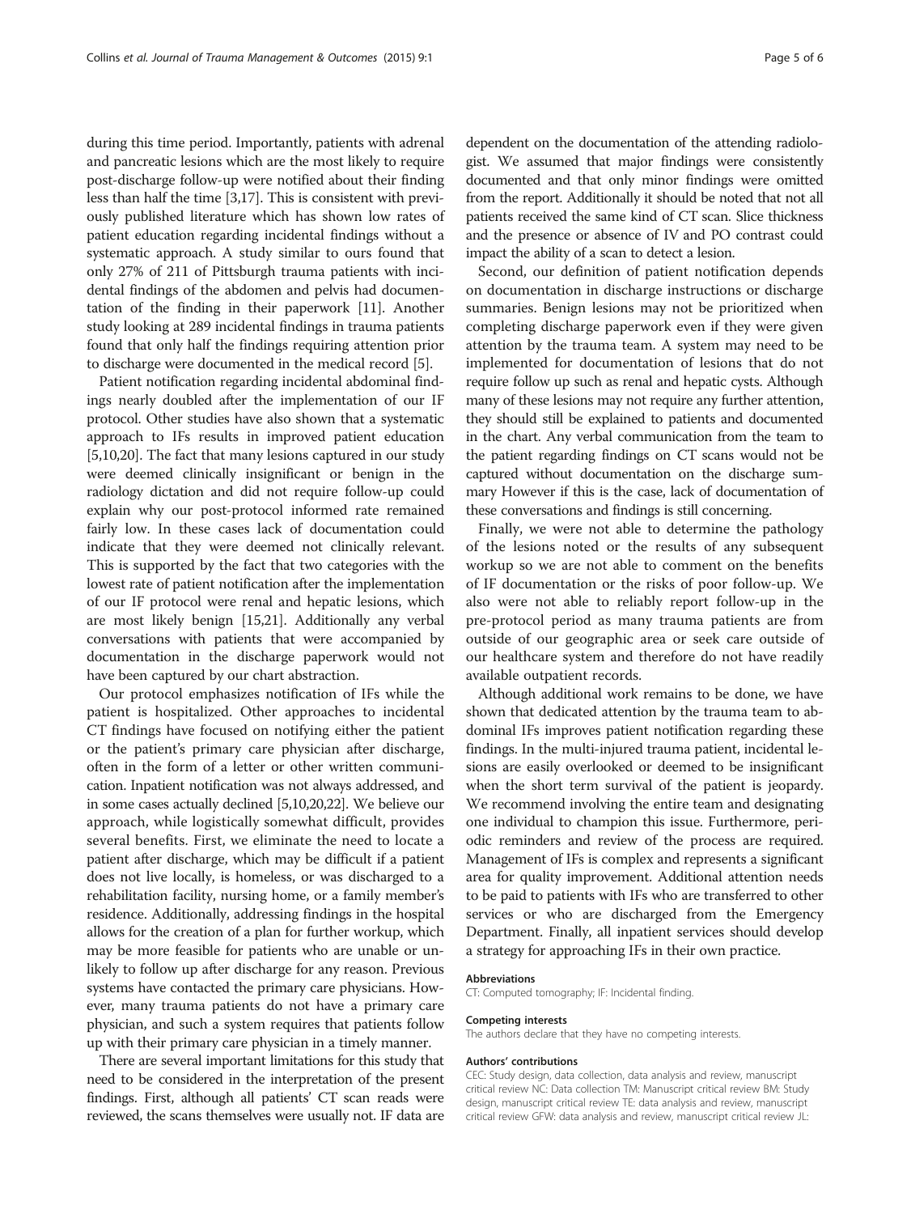during this time period. Importantly, patients with adrenal and pancreatic lesions which are the most likely to require post-discharge follow-up were notified about their finding less than half the time [3,17]. This is consistent with previously published literature which has shown low rates of patient education regarding incidental findings without a systematic approach. A study similar to ours found that only 27% of 211 of Pittsburgh trauma patients with incidental findings of the abdomen and pelvis had documentation of the finding in their paperwork [11]. Another study looking at 289 incidental findings in trauma patients found that only half the findings requiring attention prior to discharge were documented in the medical record [5].

Patient notification regarding incidental abdominal findings nearly doubled after the implementation of our IF protocol. Other studies have also shown that a systematic approach to IFs results in improved patient education [5,10,20]. The fact that many lesions captured in our study were deemed clinically insignificant or benign in the radiology dictation and did not require follow-up could explain why our post-protocol informed rate remained fairly low. In these cases lack of documentation could indicate that they were deemed not clinically relevant. This is supported by the fact that two categories with the lowest rate of patient notification after the implementation of our IF protocol were renal and hepatic lesions, which are most likely benign [15,21]. Additionally any verbal conversations with patients that were accompanied by documentation in the discharge paperwork would not have been captured by our chart abstraction.

Our protocol emphasizes notification of IFs while the patient is hospitalized. Other approaches to incidental CT findings have focused on notifying either the patient or the patient's primary care physician after discharge, often in the form of a letter or other written communication. Inpatient notification was not always addressed, and in some cases actually declined [5,10,20,22]. We believe our approach, while logistically somewhat difficult, provides several benefits. First, we eliminate the need to locate a patient after discharge, which may be difficult if a patient does not live locally, is homeless, or was discharged to a rehabilitation facility, nursing home, or a family member's residence. Additionally, addressing findings in the hospital allows for the creation of a plan for further workup, which may be more feasible for patients who are unable or unlikely to follow up after discharge for any reason. Previous systems have contacted the primary care physicians. However, many trauma patients do not have a primary care physician, and such a system requires that patients follow up with their primary care physician in a timely manner.

There are several important limitations for this study that need to be considered in the interpretation of the present findings. First, although all patients' CT scan reads were reviewed, the scans themselves were usually not. IF data are dependent on the documentation of the attending radiologist. We assumed that major findings were consistently documented and that only minor findings were omitted from the report. Additionally it should be noted that not all patients received the same kind of CT scan. Slice thickness and the presence or absence of IV and PO contrast could impact the ability of a scan to detect a lesion.

Second, our definition of patient notification depends on documentation in discharge instructions or discharge summaries. Benign lesions may not be prioritized when completing discharge paperwork even if they were given attention by the trauma team. A system may need to be implemented for documentation of lesions that do not require follow up such as renal and hepatic cysts. Although many of these lesions may not require any further attention, they should still be explained to patients and documented in the chart. Any verbal communication from the team to the patient regarding findings on CT scans would not be captured without documentation on the discharge summary However if this is the case, lack of documentation of these conversations and findings is still concerning.

Finally, we were not able to determine the pathology of the lesions noted or the results of any subsequent workup so we are not able to comment on the benefits of IF documentation or the risks of poor follow-up. We also were not able to reliably report follow-up in the pre-protocol period as many trauma patients are from outside of our geographic area or seek care outside of our healthcare system and therefore do not have readily available outpatient records.

Although additional work remains to be done, we have shown that dedicated attention by the trauma team to abdominal IFs improves patient notification regarding these findings. In the multi-injured trauma patient, incidental lesions are easily overlooked or deemed to be insignificant when the short term survival of the patient is jeopardy. We recommend involving the entire team and designating one individual to champion this issue. Furthermore, periodic reminders and review of the process are required. Management of IFs is complex and represents a significant area for quality improvement. Additional attention needs to be paid to patients with IFs who are transferred to other services or who are discharged from the Emergency Department. Finally, all inpatient services should develop a strategy for approaching IFs in their own practice.

#### Abbreviations

CT: Computed tomography; IF: Incidental finding.

#### Competing interests

The authors declare that they have no competing interests.

#### Authors' contributions

CEC: Study design, data collection, data analysis and review, manuscript critical review NC: Data collection TM: Manuscript critical review BM: Study design, manuscript critical review TE: data analysis and review, manuscript critical review GFW: data analysis and review, manuscript critical review JL: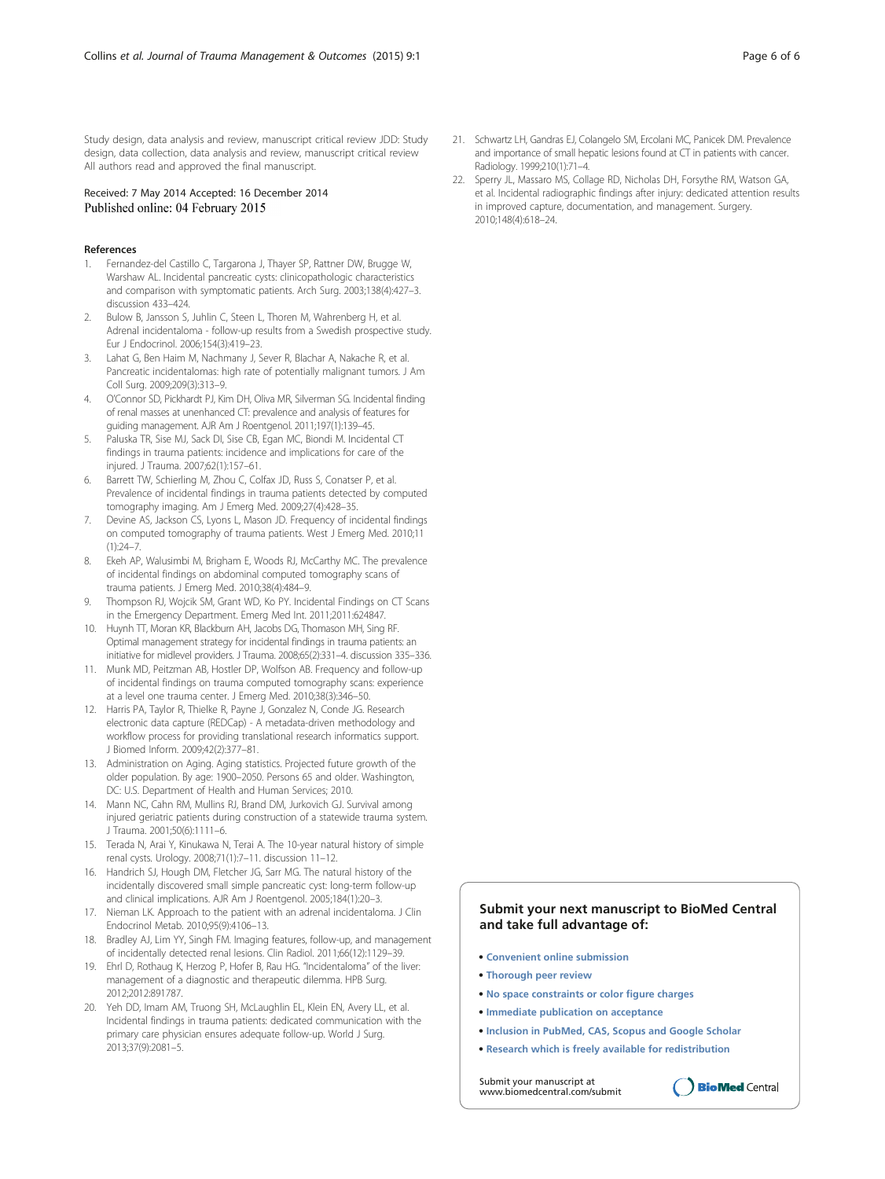Study design, data analysis and review, manuscript critical review JDD: Study design, data collection, data analysis and review, manuscript critical review All authors read and approved the final manuscript.

Received: 7 May 2014 Accepted: 16 December 2014
Published online: 04 February 2015

## References

1. Fernandez-del Castillo C, Targarona J, Thayer SP, Rattner DW, Brugge W, Warshaw AL. Incidental pancreatic cysts: clinicopathologic characteristics and comparison with symptomatic patients. Arch Surg. 2003;138(4):427–3. discussion 433–424.
2. Bulow B, Jansson S, Juhlin C, Steen L, Thoren M, Wahrenberg H, et al. Adrenal incidentaloma - follow-up results from a Swedish prospective study. Eur J Endocrinol. 2006;154(3):419–23.
3. Lahat G, Ben Haim M, Nachmany J, Sever R, Blachar A, Nakache R, et al. Pancreatic incidentalomas: high rate of potentially malignant tumors. J Am Coll Surg. 2009;209(3):313–9.
4. O'Connor SD, Pickhardt PJ, Kim DH, Oliva MR, Silverman SG. Incidental finding of renal masses at unenhanced CT: prevalence and analysis of features for guiding management. AJR Am J Roentgenol. 2011;197(1):139–45.
5. Paluska TR, Sise MJ, Sack DI, Sise CB, Egan MC, Biondi M. Incidental CT findings in trauma patients: incidence and implications for care of the injured. J Trauma. 2007;62(1):157–61.
6. Barrett TW, Schierling M, Zhou C, Colfax JD, Russ S, Conatser P, et al. Prevalence of incidental findings in trauma patients detected by computed tomography imaging. Am J Emerg Med. 2009;27(4):428–35.
7. Devine AS, Jackson CS, Lyons L, Mason JD. Frequency of incidental findings on computed tomography of trauma patients. West J Emerg Med. 2010;11(1):24–7.
8. Ekeh AP, Walusimbi M, Brigham E, Woods RJ, McCarthy MC. The prevalence of incidental findings on abdominal computed tomography scans of trauma patients. J Emerg Med. 2010;38(4):484–9.
9. Thompson RJ, Wojcik SM, Grant WD, Ko PY. Incidental Findings on CT Scans in the Emergency Department. Emerg Med Int. 2011;2011:624847.
10. Huynh TT, Moran KR, Blackburn AH, Jacobs DG, Thomason MH, Sing RF. Optimal management strategy for incidental findings in trauma patients: an initiative for midlevel providers. J Trauma. 2008;65(2):331–4. discussion 335–336.
11. Munk MD, Peitzman AB, Hostler DP, Wolfson AB. Frequency and follow-up of incidental findings on trauma computed tomography scans: experience at a level one trauma center. J Emerg Med. 2010;38(3):346–50.
12. Harris PA, Taylor R, Thielke R, Payne J, Gonzalez N, Conde JG. Research electronic data capture (REDCap) - A metadata-driven methodology and workflow process for providing translational research informatics support. J Biomed Inform. 2009;42(2):377–81.
13. Administration on Aging. Aging statistics. Projected future growth of the older population. By age: 1900–2050. Persons 65 and older. Washington, DC: U.S. Department of Health and Human Services; 2010.
14. Mann NC, Cahn RM, Mullins RJ, Brand DM, Jurkovich GJ. Survival among injured geriatric patients during construction of a statewide trauma system. J Trauma. 2001;50(6):1111–6.
15. Terada N, Arai Y, Kinukawa N, Terai A. The 10-year natural history of simple renal cysts. Urology. 2008;71(1):7–11. discussion 11–12.
16. Handrich SJ, Hough DM, Fletcher JG, Sarr MG. The natural history of the incidentally discovered small simple pancreatic cyst: long-term follow-up and clinical implications. AJR Am J Roentgenol. 2005;184(1):20–3.
17. Nieman LK. Approach to the patient with an adrenal incidentaloma. J Clin Endocrinol Metab. 2010;95(9):4106–13.
18. Bradley AJ, Lim YY, Singh FM. Imaging features, follow-up, and management of incidentally detected renal lesions. Clin Radiol. 2011;66(12):1129–39.
19. Ehrl D, Rothaug K, Herzog P, Hofer B, Rau HG. "Incidentaloma" of the liver: management of a diagnostic and therapeutic dilemma. HPB Surg. 2012;2012:891787.
20. Yeh DD, Imam AM, Truong SH, McLaughlin EL, Klein EN, Avery LL, et al. Incidental findings in trauma patients: dedicated communication with the primary care physician ensures adequate follow-up. World J Surg. 2013;37(9):2081–5.
21. Schwartz LH, Gandras EJ, Colangelo SM, Ercolani MC, Panicek DM. Prevalence and importance of small hepatic lesions found at CT in patients with cancer. Radiology. 1999;210(1):71–4.
22. Sperry JL, Massaro MS, Collage RD, Nicholas DH, Forsythe RM, Watson GA, et al. Incidental radiographic findings after injury: dedicated attention results in improved capture, documentation, and management. Surgery. 2010;148(4):618–24.

**Submit your next manuscript to BioMed Central and take full advantage of:**

- Convenient online submission
- Thorough peer review
- No space constraints or color figure charges
- Immediate publication on acceptance
- Inclusion in PubMed, CAS, Scopus and Google Scholar
- Research which is freely available for redistribution

Submit your manuscript at www.biomedcentral.com/submit

BioMed Central